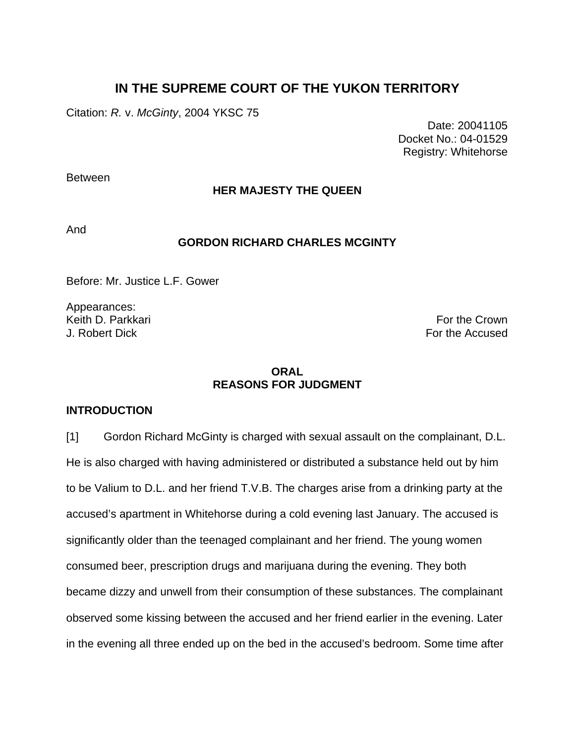# IN THE SUPREME COURT OF THE YUKON TERRITORY

Citation: *R.* v. *McGinty*, 2004 YKSC 75

Date: 20041105
Docket No.: 04-01529
Registry: Whitehorse

Between

**HER MAJESTY THE QUEEN**

And

**GORDON RICHARD CHARLES MCGINTY**

Before: Mr. Justice L.F. Gower

Appearances:
Keith D. Parkkari — For the Crown
J. Robert Dick — For the Accused

**ORAL**
**REASONS FOR JUDGMENT**

## INTRODUCTION

[1] Gordon Richard McGinty is charged with sexual assault on the complainant, D.L. He is also charged with having administered or distributed a substance held out by him to be Valium to D.L. and her friend T.V.B. The charges arise from a drinking party at the accused's apartment in Whitehorse during a cold evening last January. The accused is significantly older than the teenaged complainant and her friend. The young women consumed beer, prescription drugs and marijuana during the evening. They both became dizzy and unwell from their consumption of these substances. The complainant observed some kissing between the accused and her friend earlier in the evening. Later in the evening all three ended up on the bed in the accused's bedroom. Some time after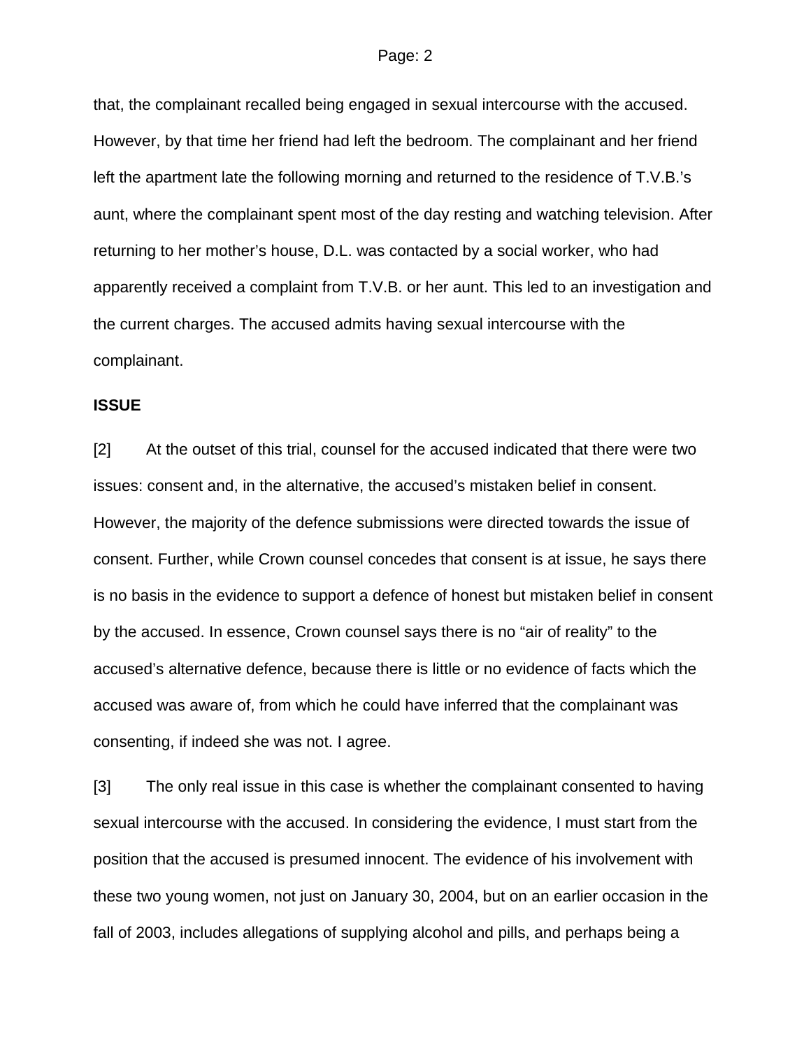that, the complainant recalled being engaged in sexual intercourse with the accused. However, by that time her friend had left the bedroom. The complainant and her friend left the apartment late the following morning and returned to the residence of T.V.B.'s aunt, where the complainant spent most of the day resting and watching television. After returning to her mother's house, D.L. was contacted by a social worker, who had apparently received a complaint from T.V.B. or her aunt. This led to an investigation and the current charges. The accused admits having sexual intercourse with the complainant.

**ISSUE**

[2] At the outset of this trial, counsel for the accused indicated that there were two issues: consent and, in the alternative, the accused's mistaken belief in consent. However, the majority of the defence submissions were directed towards the issue of consent. Further, while Crown counsel concedes that consent is at issue, he says there is no basis in the evidence to support a defence of honest but mistaken belief in consent by the accused. In essence, Crown counsel says there is no "air of reality" to the accused's alternative defence, because there is little or no evidence of facts which the accused was aware of, from which he could have inferred that the complainant was consenting, if indeed she was not. I agree.

[3] The only real issue in this case is whether the complainant consented to having sexual intercourse with the accused. In considering the evidence, I must start from the position that the accused is presumed innocent. The evidence of his involvement with these two young women, not just on January 30, 2004, but on an earlier occasion in the fall of 2003, includes allegations of supplying alcohol and pills, and perhaps being a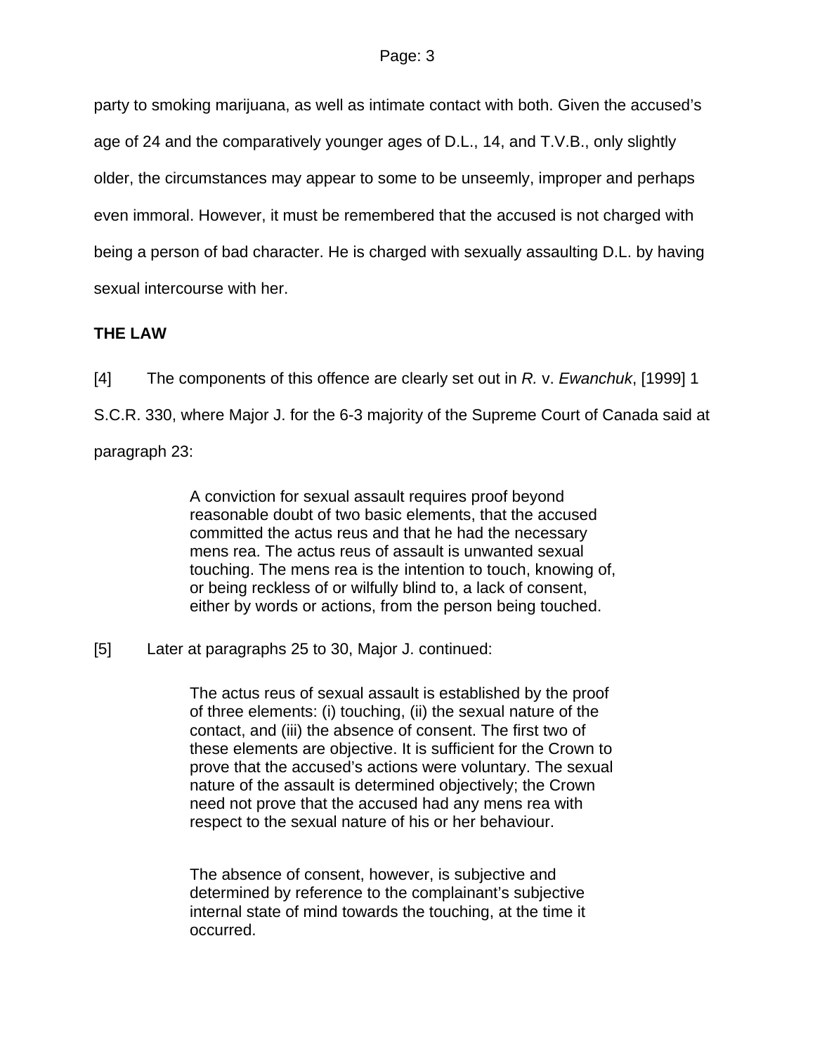party to smoking marijuana, as well as intimate contact with both. Given the accused's age of 24 and the comparatively younger ages of D.L., 14, and T.V.B., only slightly older, the circumstances may appear to some to be unseemly, improper and perhaps even immoral. However, it must be remembered that the accused is not charged with being a person of bad character. He is charged with sexually assaulting D.L. by having sexual intercourse with her.

## THE LAW

[4] The components of this offence are clearly set out in *R.* v. *Ewanchuk*, [1999] 1 S.C.R. 330, where Major J. for the 6-3 majority of the Supreme Court of Canada said at paragraph 23:

> A conviction for sexual assault requires proof beyond reasonable doubt of two basic elements, that the accused committed the actus reus and that he had the necessary mens rea. The actus reus of assault is unwanted sexual touching. The mens rea is the intention to touch, knowing of, or being reckless of or wilfully blind to, a lack of consent, either by words or actions, from the person being touched.

[5] Later at paragraphs 25 to 30, Major J. continued:

> The actus reus of sexual assault is established by the proof of three elements: (i) touching, (ii) the sexual nature of the contact, and (iii) the absence of consent. The first two of these elements are objective. It is sufficient for the Crown to prove that the accused's actions were voluntary. The sexual nature of the assault is determined objectively; the Crown need not prove that the accused had any mens rea with respect to the sexual nature of his or her behaviour.
>
> The absence of consent, however, is subjective and determined by reference to the complainant's subjective internal state of mind towards the touching, at the time it occurred.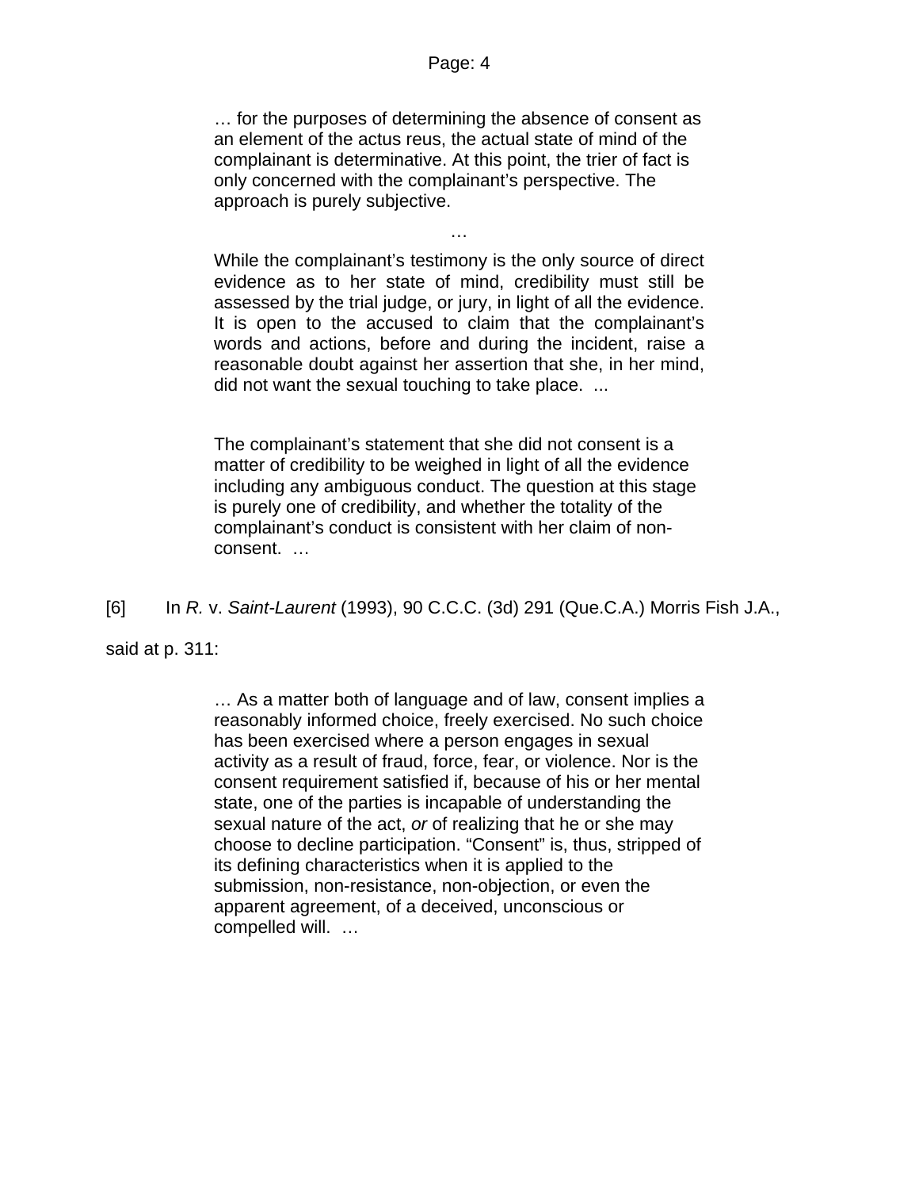> … for the purposes of determining the absence of consent as an element of the actus reus, the actual state of mind of the complainant is determinative. At this point, the trier of fact is only concerned with the complainant's perspective. The approach is purely subjective.
>
> …
>
> While the complainant's testimony is the only source of direct evidence as to her state of mind, credibility must still be assessed by the trial judge, or jury, in light of all the evidence. It is open to the accused to claim that the complainant's words and actions, before and during the incident, raise a reasonable doubt against her assertion that she, in her mind, did not want the sexual touching to take place. ...
>
> The complainant's statement that she did not consent is a matter of credibility to be weighed in light of all the evidence including any ambiguous conduct. The question at this stage is purely one of credibility, and whether the totality of the complainant's conduct is consistent with her claim of non-consent. …

[6] In *R.* v. *Saint-Laurent* (1993), 90 C.C.C. (3d) 291 (Que.C.A.) Morris Fish J.A., said at p. 311:

> … As a matter both of language and of law, consent implies a reasonably informed choice, freely exercised. No such choice has been exercised where a person engages in sexual activity as a result of fraud, force, fear, or violence. Nor is the consent requirement satisfied if, because of his or her mental state, one of the parties is incapable of understanding the sexual nature of the act, *or* of realizing that he or she may choose to decline participation. "Consent" is, thus, stripped of its defining characteristics when it is applied to the submission, non-resistance, non-objection, or even the apparent agreement, of a deceived, unconscious or compelled will. …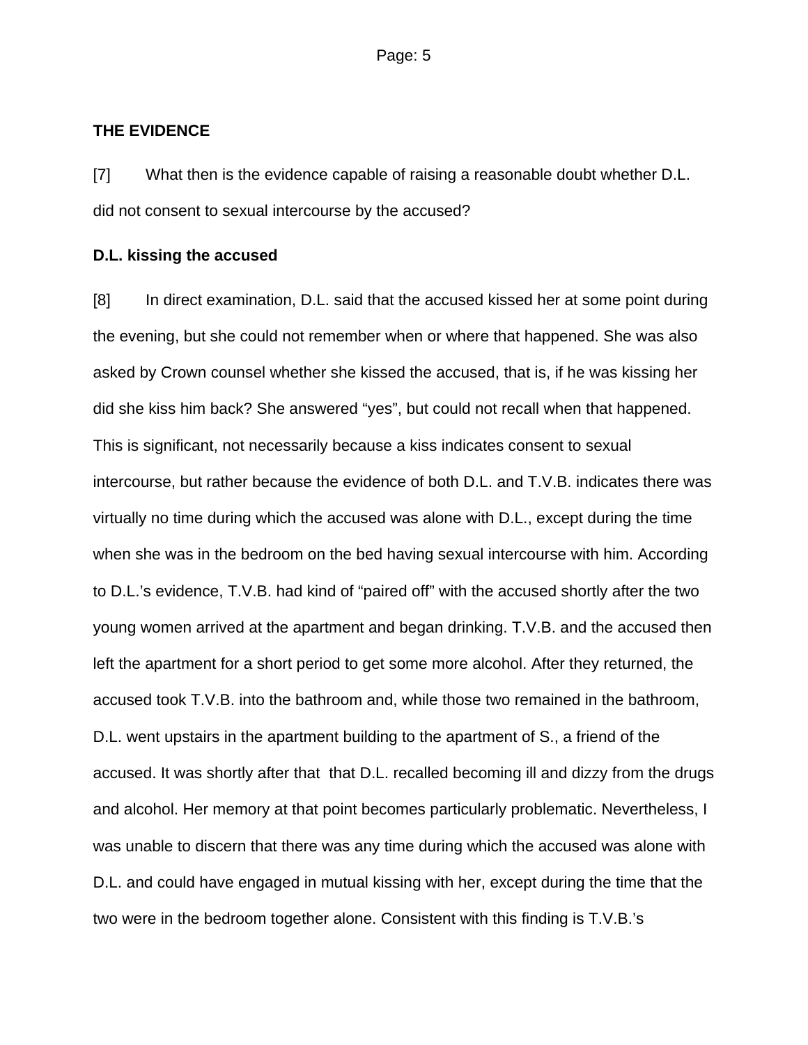## THE EVIDENCE

[7] What then is the evidence capable of raising a reasonable doubt whether D.L. did not consent to sexual intercourse by the accused?

### D.L. kissing the accused

[8] In direct examination, D.L. said that the accused kissed her at some point during the evening, but she could not remember when or where that happened. She was also asked by Crown counsel whether she kissed the accused, that is, if he was kissing her did she kiss him back? She answered "yes", but could not recall when that happened. This is significant, not necessarily because a kiss indicates consent to sexual intercourse, but rather because the evidence of both D.L. and T.V.B. indicates there was virtually no time during which the accused was alone with D.L., except during the time when she was in the bedroom on the bed having sexual intercourse with him. According to D.L.'s evidence, T.V.B. had kind of "paired off" with the accused shortly after the two young women arrived at the apartment and began drinking. T.V.B. and the accused then left the apartment for a short period to get some more alcohol. After they returned, the accused took T.V.B. into the bathroom and, while those two remained in the bathroom, D.L. went upstairs in the apartment building to the apartment of S., a friend of the accused. It was shortly after that that D.L. recalled becoming ill and dizzy from the drugs and alcohol. Her memory at that point becomes particularly problematic. Nevertheless, I was unable to discern that there was any time during which the accused was alone with D.L. and could have engaged in mutual kissing with her, except during the time that the two were in the bedroom together alone. Consistent with this finding is T.V.B.'s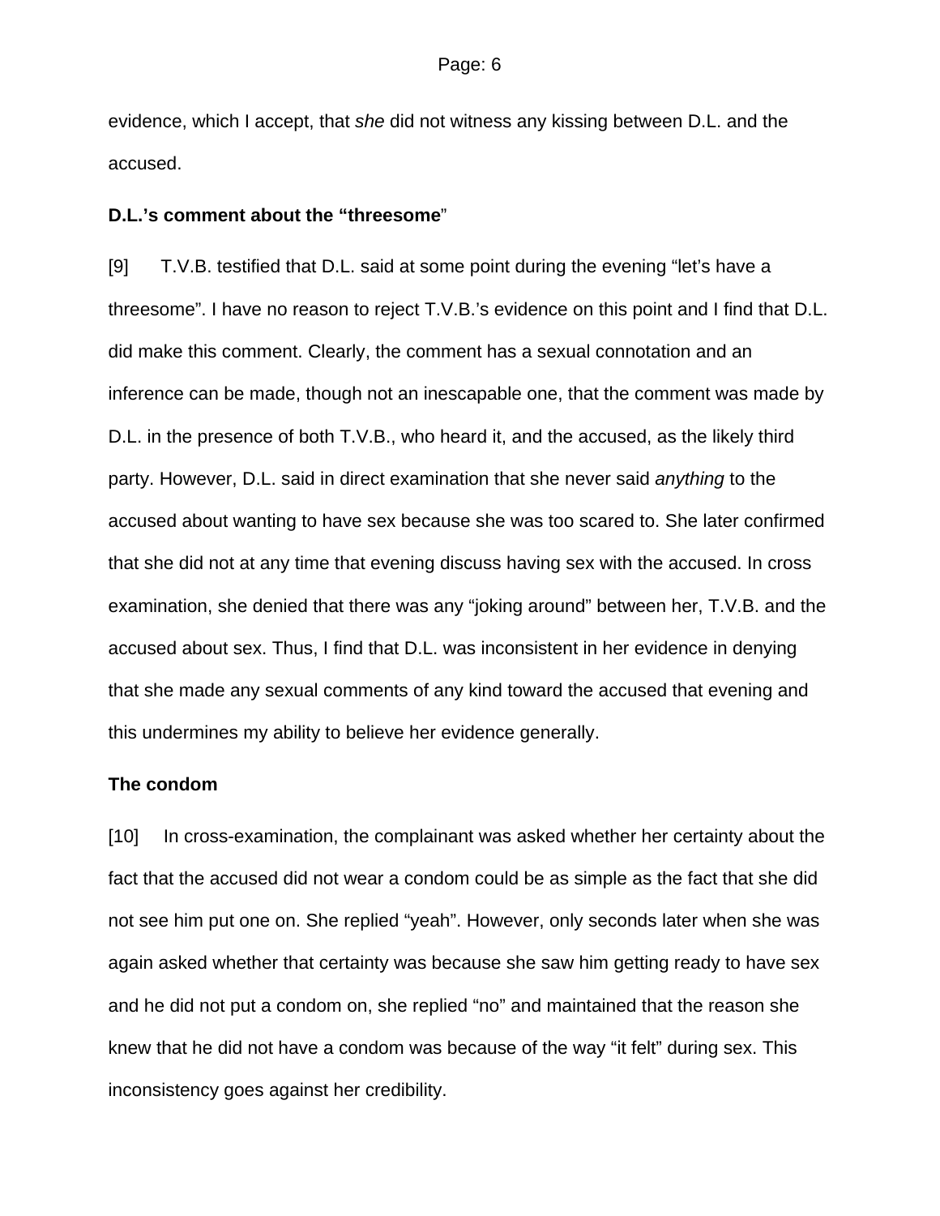evidence, which I accept, that *she* did not witness any kissing between D.L. and the accused.

**D.L.'s comment about the "threesome"**

[9] T.V.B. testified that D.L. said at some point during the evening "let's have a threesome". I have no reason to reject T.V.B.'s evidence on this point and I find that D.L. did make this comment. Clearly, the comment has a sexual connotation and an inference can be made, though not an inescapable one, that the comment was made by D.L. in the presence of both T.V.B., who heard it, and the accused, as the likely third party. However, D.L. said in direct examination that she never said *anything* to the accused about wanting to have sex because she was too scared to. She later confirmed that she did not at any time that evening discuss having sex with the accused. In cross examination, she denied that there was any "joking around" between her, T.V.B. and the accused about sex. Thus, I find that D.L. was inconsistent in her evidence in denying that she made any sexual comments of any kind toward the accused that evening and this undermines my ability to believe her evidence generally.

**The condom**

[10] In cross-examination, the complainant was asked whether her certainty about the fact that the accused did not wear a condom could be as simple as the fact that she did not see him put one on. She replied "yeah". However, only seconds later when she was again asked whether that certainty was because she saw him getting ready to have sex and he did not put a condom on, she replied "no" and maintained that the reason she knew that he did not have a condom was because of the way "it felt" during sex. This inconsistency goes against her credibility.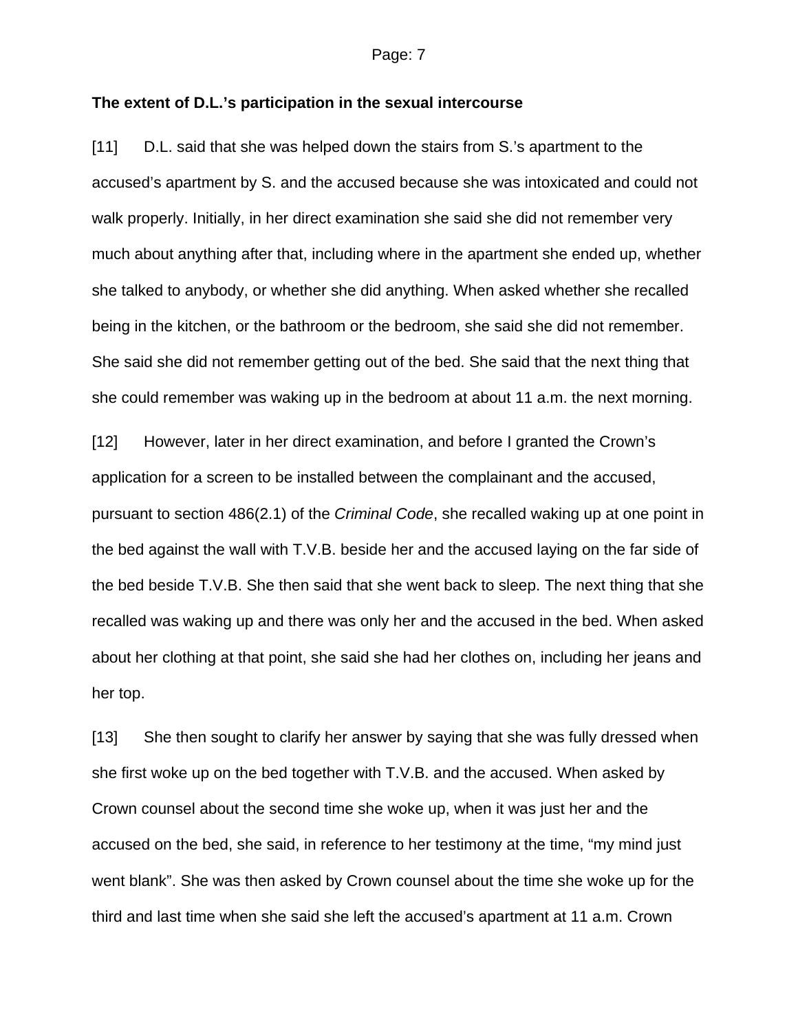**The extent of D.L.'s participation in the sexual intercourse**

[11] D.L. said that she was helped down the stairs from S.'s apartment to the accused's apartment by S. and the accused because she was intoxicated and could not walk properly. Initially, in her direct examination she said she did not remember very much about anything after that, including where in the apartment she ended up, whether she talked to anybody, or whether she did anything. When asked whether she recalled being in the kitchen, or the bathroom or the bedroom, she said she did not remember. She said she did not remember getting out of the bed. She said that the next thing that she could remember was waking up in the bedroom at about 11 a.m. the next morning.

[12] However, later in her direct examination, and before I granted the Crown's application for a screen to be installed between the complainant and the accused, pursuant to section 486(2.1) of the *Criminal Code*, she recalled waking up at one point in the bed against the wall with T.V.B. beside her and the accused laying on the far side of the bed beside T.V.B. She then said that she went back to sleep. The next thing that she recalled was waking up and there was only her and the accused in the bed. When asked about her clothing at that point, she said she had her clothes on, including her jeans and her top.

[13] She then sought to clarify her answer by saying that she was fully dressed when she first woke up on the bed together with T.V.B. and the accused. When asked by Crown counsel about the second time she woke up, when it was just her and the accused on the bed, she said, in reference to her testimony at the time, "my mind just went blank". She was then asked by Crown counsel about the time she woke up for the third and last time when she said she left the accused's apartment at 11 a.m. Crown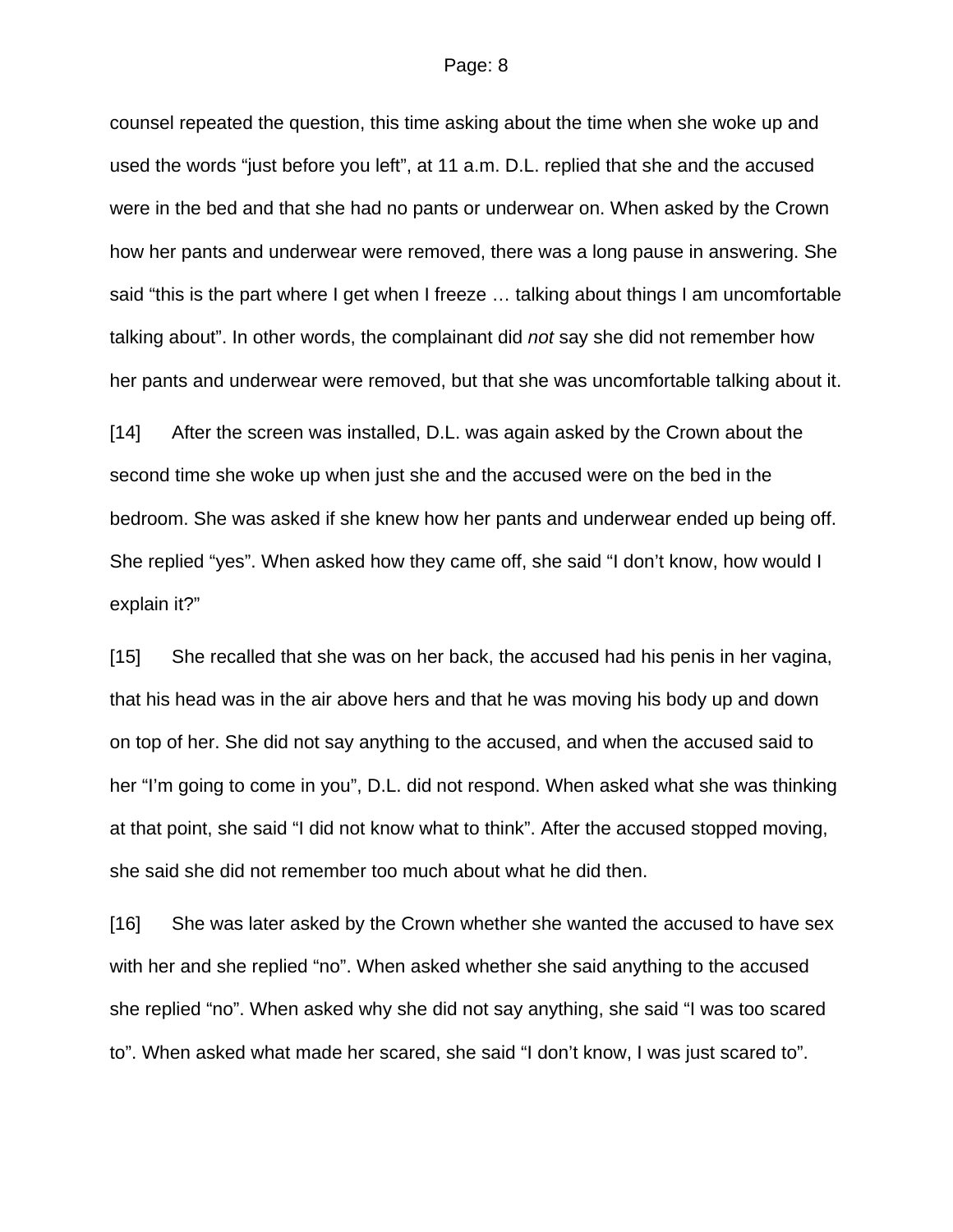counsel repeated the question, this time asking about the time when she woke up and used the words “just before you left”, at 11 a.m. D.L. replied that she and the accused were in the bed and that she had no pants or underwear on. When asked by the Crown how her pants and underwear were removed, there was a long pause in answering. She said “this is the part where I get when I freeze … talking about things I am uncomfortable talking about”. In other words, the complainant did *not* say she did not remember how her pants and underwear were removed, but that she was uncomfortable talking about it.

[14] After the screen was installed, D.L. was again asked by the Crown about the second time she woke up when just she and the accused were on the bed in the bedroom. She was asked if she knew how her pants and underwear ended up being off. She replied “yes”. When asked how they came off, she said “I don’t know, how would I explain it?”

[15] She recalled that she was on her back, the accused had his penis in her vagina, that his head was in the air above hers and that he was moving his body up and down on top of her. She did not say anything to the accused, and when the accused said to her “I’m going to come in you”, D.L. did not respond. When asked what she was thinking at that point, she said “I did not know what to think”. After the accused stopped moving, she said she did not remember too much about what he did then.

[16] She was later asked by the Crown whether she wanted the accused to have sex with her and she replied “no”. When asked whether she said anything to the accused she replied “no”. When asked why she did not say anything, she said “I was too scared to”. When asked what made her scared, she said “I don’t know, I was just scared to”.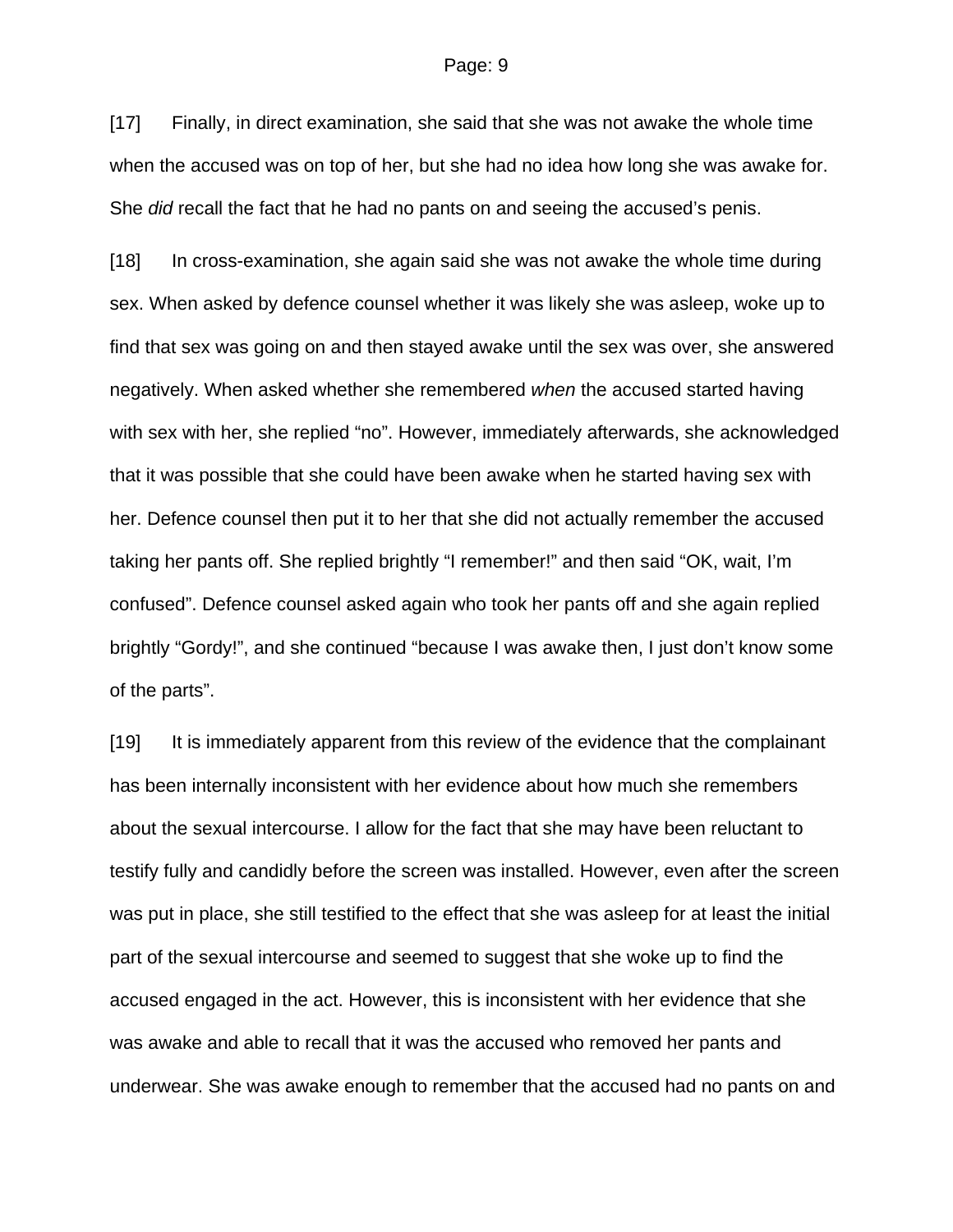[17] Finally, in direct examination, she said that she was not awake the whole time when the accused was on top of her, but she had no idea how long she was awake for. She *did* recall the fact that he had no pants on and seeing the accused's penis.

[18] In cross-examination, she again said she was not awake the whole time during sex. When asked by defence counsel whether it was likely she was asleep, woke up to find that sex was going on and then stayed awake until the sex was over, she answered negatively. When asked whether she remembered *when* the accused started having with sex with her, she replied "no". However, immediately afterwards, she acknowledged that it was possible that she could have been awake when he started having sex with her. Defence counsel then put it to her that she did not actually remember the accused taking her pants off. She replied brightly "I remember!" and then said "OK, wait, I'm confused". Defence counsel asked again who took her pants off and she again replied brightly "Gordy!", and she continued "because I was awake then, I just don't know some of the parts".

[19] It is immediately apparent from this review of the evidence that the complainant has been internally inconsistent with her evidence about how much she remembers about the sexual intercourse. I allow for the fact that she may have been reluctant to testify fully and candidly before the screen was installed. However, even after the screen was put in place, she still testified to the effect that she was asleep for at least the initial part of the sexual intercourse and seemed to suggest that she woke up to find the accused engaged in the act. However, this is inconsistent with her evidence that she was awake and able to recall that it was the accused who removed her pants and underwear. She was awake enough to remember that the accused had no pants on and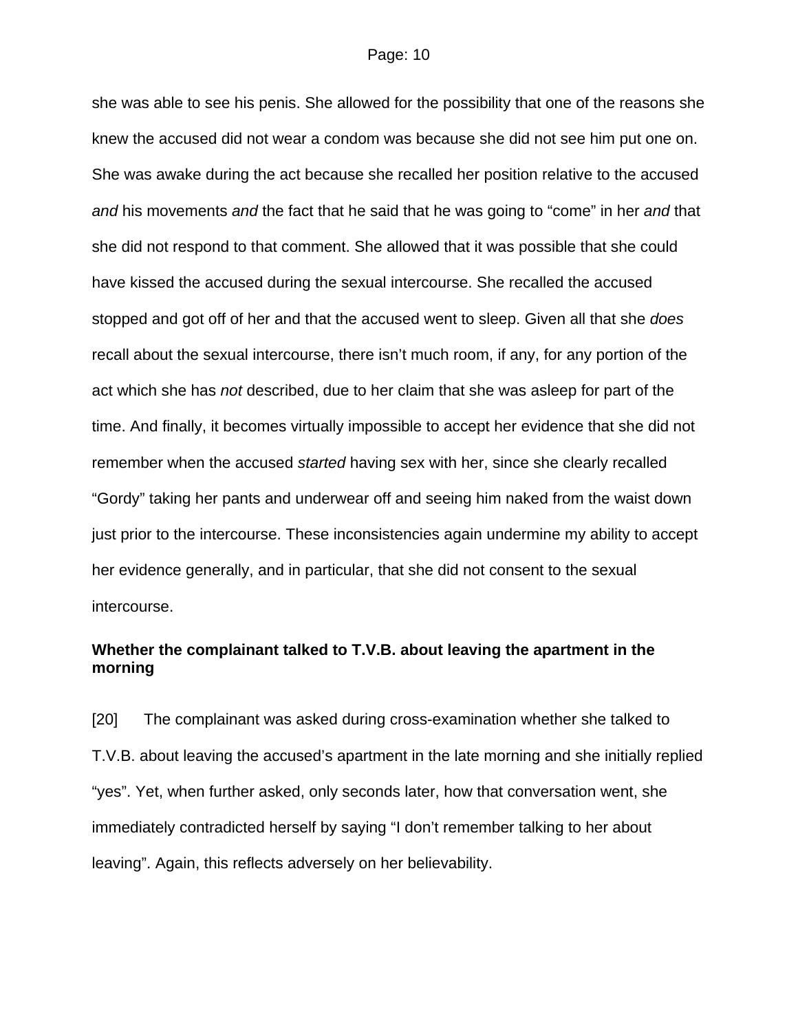she was able to see his penis. She allowed for the possibility that one of the reasons she knew the accused did not wear a condom was because she did not see him put one on. She was awake during the act because she recalled her position relative to the accused *and* his movements *and* the fact that he said that he was going to "come" in her *and* that she did not respond to that comment. She allowed that it was possible that she could have kissed the accused during the sexual intercourse. She recalled the accused stopped and got off of her and that the accused went to sleep. Given all that she *does* recall about the sexual intercourse, there isn't much room, if any, for any portion of the act which she has *not* described, due to her claim that she was asleep for part of the time. And finally, it becomes virtually impossible to accept her evidence that she did not remember when the accused *started* having sex with her, since she clearly recalled "Gordy" taking her pants and underwear off and seeing him naked from the waist down just prior to the intercourse. These inconsistencies again undermine my ability to accept her evidence generally, and in particular, that she did not consent to the sexual intercourse.

**Whether the complainant talked to T.V.B. about leaving the apartment in the morning**

[20] The complainant was asked during cross-examination whether she talked to T.V.B. about leaving the accused's apartment in the late morning and she initially replied "yes". Yet, when further asked, only seconds later, how that conversation went, she immediately contradicted herself by saying "I don't remember talking to her about leaving". Again, this reflects adversely on her believability.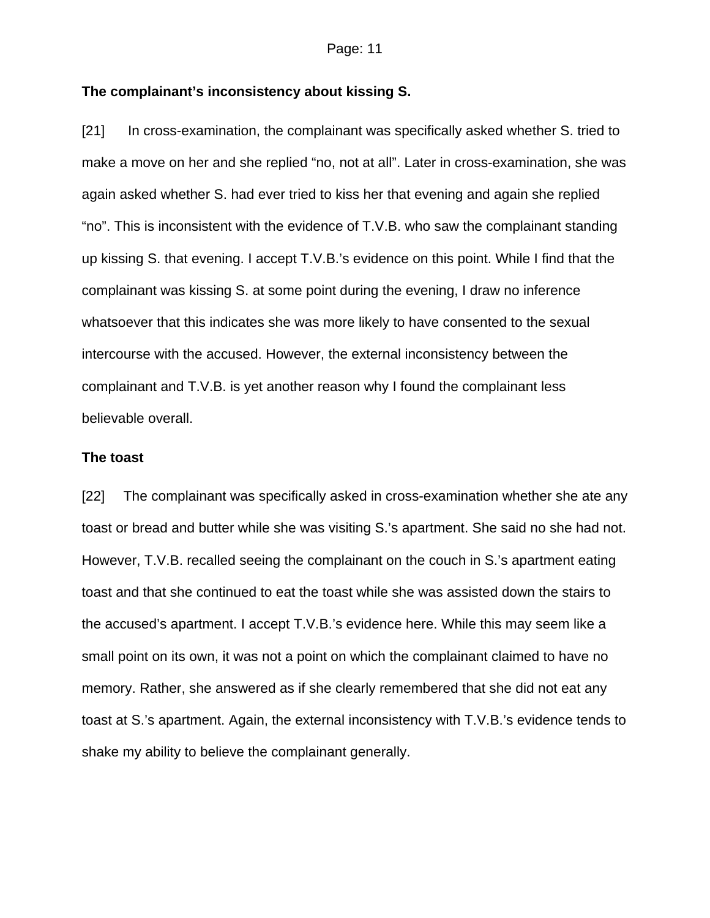**The complainant's inconsistency about kissing S.**

[21] In cross-examination, the complainant was specifically asked whether S. tried to make a move on her and she replied "no, not at all". Later in cross-examination, she was again asked whether S. had ever tried to kiss her that evening and again she replied "no". This is inconsistent with the evidence of T.V.B. who saw the complainant standing up kissing S. that evening. I accept T.V.B.'s evidence on this point. While I find that the complainant was kissing S. at some point during the evening, I draw no inference whatsoever that this indicates she was more likely to have consented to the sexual intercourse with the accused. However, the external inconsistency between the complainant and T.V.B. is yet another reason why I found the complainant less believable overall.

**The toast**

[22] The complainant was specifically asked in cross-examination whether she ate any toast or bread and butter while she was visiting S.'s apartment. She said no she had not. However, T.V.B. recalled seeing the complainant on the couch in S.'s apartment eating toast and that she continued to eat the toast while she was assisted down the stairs to the accused's apartment. I accept T.V.B.'s evidence here. While this may seem like a small point on its own, it was not a point on which the complainant claimed to have no memory. Rather, she answered as if she clearly remembered that she did not eat any toast at S.'s apartment. Again, the external inconsistency with T.V.B.'s evidence tends to shake my ability to believe the complainant generally.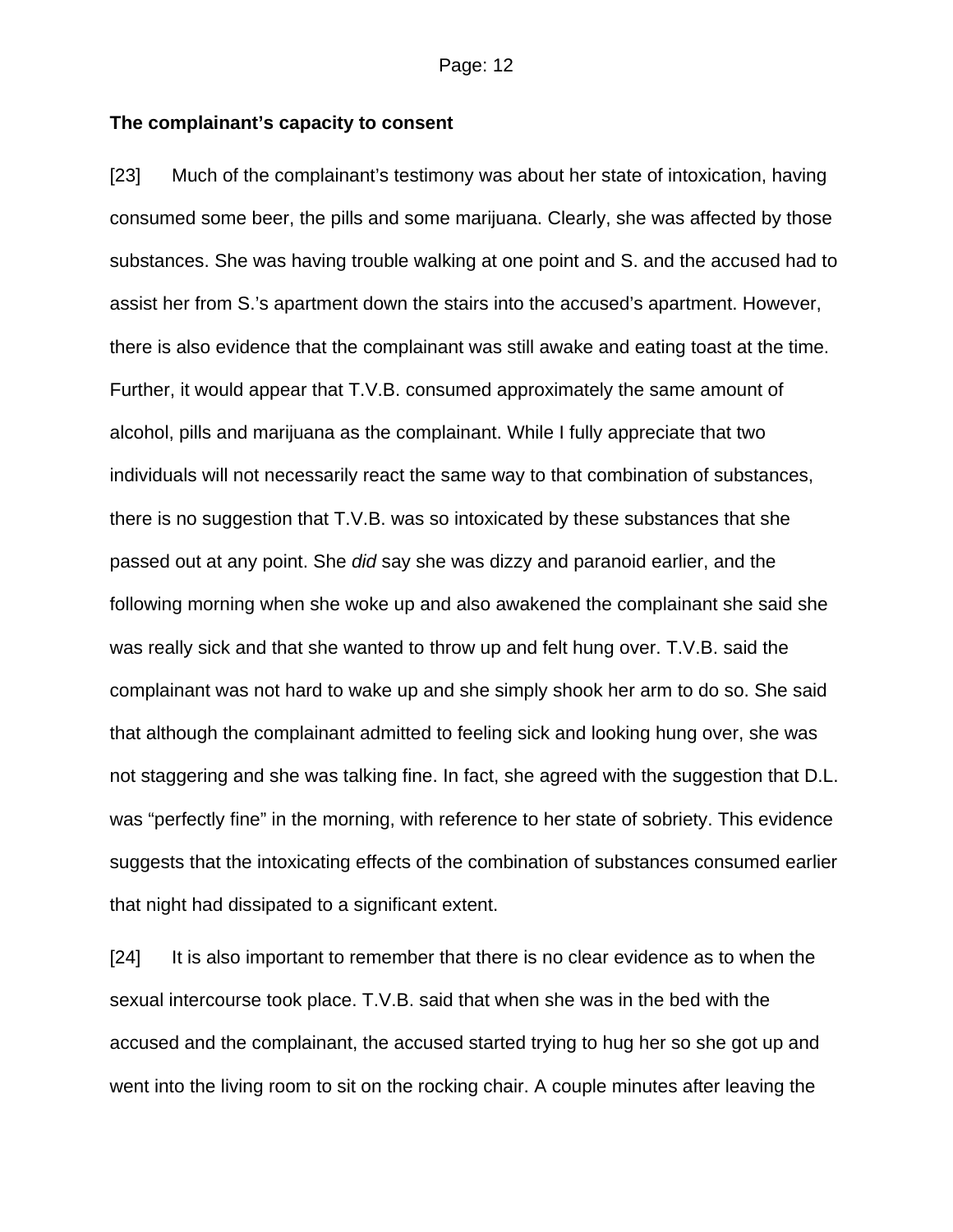**The complainant's capacity to consent**

[23] Much of the complainant's testimony was about her state of intoxication, having consumed some beer, the pills and some marijuana. Clearly, she was affected by those substances. She was having trouble walking at one point and S. and the accused had to assist her from S.'s apartment down the stairs into the accused's apartment. However, there is also evidence that the complainant was still awake and eating toast at the time. Further, it would appear that T.V.B. consumed approximately the same amount of alcohol, pills and marijuana as the complainant. While I fully appreciate that two individuals will not necessarily react the same way to that combination of substances, there is no suggestion that T.V.B. was so intoxicated by these substances that she passed out at any point. She *did* say she was dizzy and paranoid earlier, and the following morning when she woke up and also awakened the complainant she said she was really sick and that she wanted to throw up and felt hung over. T.V.B. said the complainant was not hard to wake up and she simply shook her arm to do so. She said that although the complainant admitted to feeling sick and looking hung over, she was not staggering and she was talking fine. In fact, she agreed with the suggestion that D.L. was "perfectly fine" in the morning, with reference to her state of sobriety. This evidence suggests that the intoxicating effects of the combination of substances consumed earlier that night had dissipated to a significant extent.

[24] It is also important to remember that there is no clear evidence as to when the sexual intercourse took place. T.V.B. said that when she was in the bed with the accused and the complainant, the accused started trying to hug her so she got up and went into the living room to sit on the rocking chair. A couple minutes after leaving the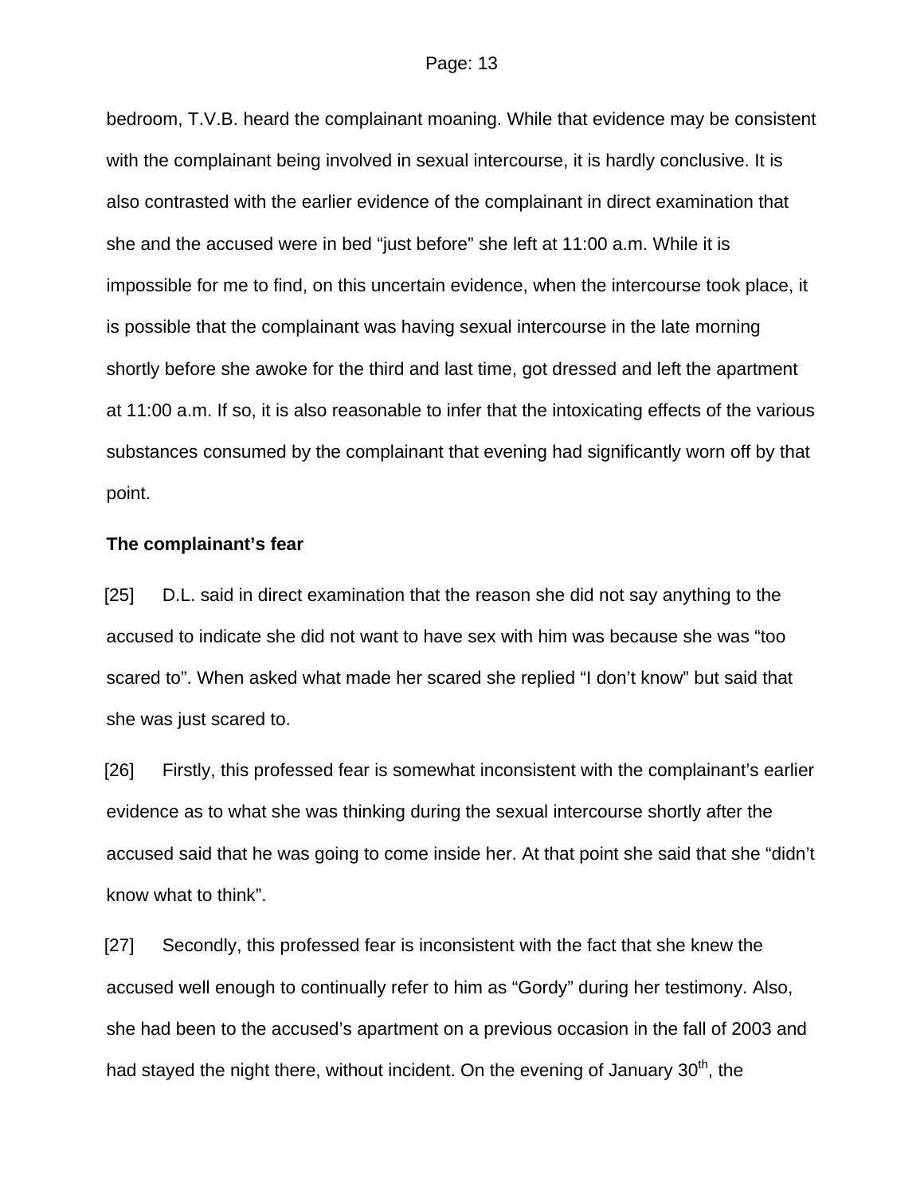bedroom, T.V.B. heard the complainant moaning. While that evidence may be consistent with the complainant being involved in sexual intercourse, it is hardly conclusive. It is also contrasted with the earlier evidence of the complainant in direct examination that she and the accused were in bed "just before" she left at 11:00 a.m. While it is impossible for me to find, on this uncertain evidence, when the intercourse took place, it is possible that the complainant was having sexual intercourse in the late morning shortly before she awoke for the third and last time, got dressed and left the apartment at 11:00 a.m. If so, it is also reasonable to infer that the intoxicating effects of the various substances consumed by the complainant that evening had significantly worn off by that point.

**The complainant's fear**

[25] D.L. said in direct examination that the reason she did not say anything to the accused to indicate she did not want to have sex with him was because she was "too scared to". When asked what made her scared she replied "I don't know" but said that she was just scared to.

[26] Firstly, this professed fear is somewhat inconsistent with the complainant's earlier evidence as to what she was thinking during the sexual intercourse shortly after the accused said that he was going to come inside her. At that point she said that she "didn't know what to think".

[27] Secondly, this professed fear is inconsistent with the fact that she knew the accused well enough to continually refer to him as "Gordy" during her testimony. Also, she had been to the accused's apartment on a previous occasion in the fall of 2003 and had stayed the night there, without incident. On the evening of January 30th, the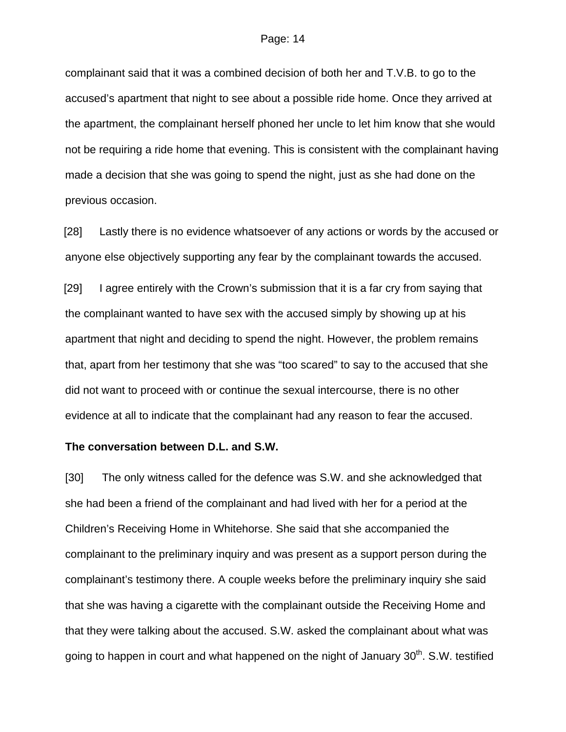complainant said that it was a combined decision of both her and T.V.B. to go to the accused's apartment that night to see about a possible ride home. Once they arrived at the apartment, the complainant herself phoned her uncle to let him know that she would not be requiring a ride home that evening. This is consistent with the complainant having made a decision that she was going to spend the night, just as she had done on the previous occasion.

[28] Lastly there is no evidence whatsoever of any actions or words by the accused or anyone else objectively supporting any fear by the complainant towards the accused.

[29] I agree entirely with the Crown's submission that it is a far cry from saying that the complainant wanted to have sex with the accused simply by showing up at his apartment that night and deciding to spend the night. However, the problem remains that, apart from her testimony that she was "too scared" to say to the accused that she did not want to proceed with or continue the sexual intercourse, there is no other evidence at all to indicate that the complainant had any reason to fear the accused.

**The conversation between D.L. and S.W.**

[30] The only witness called for the defence was S.W. and she acknowledged that she had been a friend of the complainant and had lived with her for a period at the Children's Receiving Home in Whitehorse. She said that she accompanied the complainant to the preliminary inquiry and was present as a support person during the complainant's testimony there. A couple weeks before the preliminary inquiry she said that she was having a cigarette with the complainant outside the Receiving Home and that they were talking about the accused. S.W. asked the complainant about what was going to happen in court and what happened on the night of January 30th. S.W. testified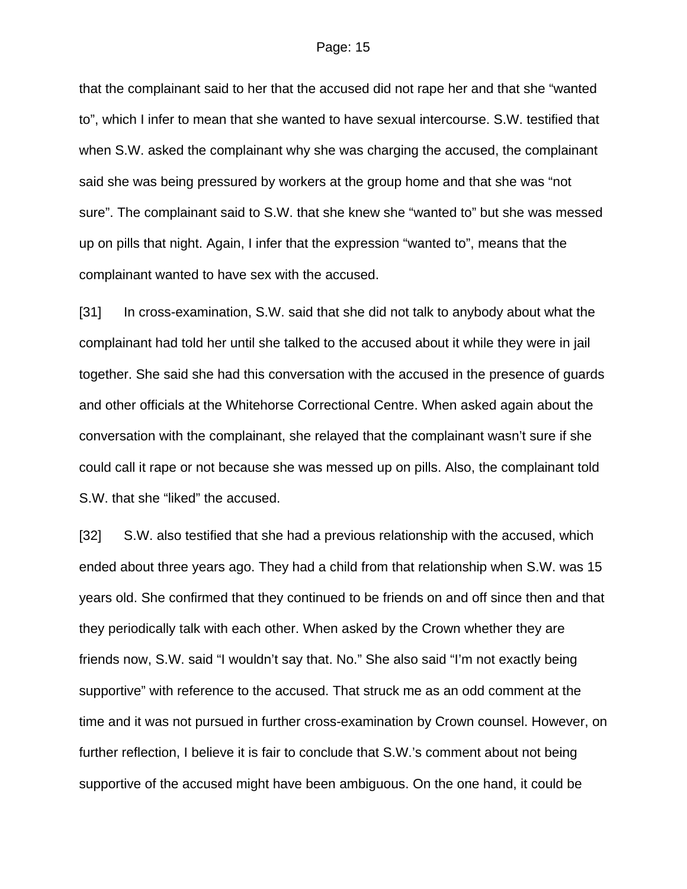that the complainant said to her that the accused did not rape her and that she "wanted to", which I infer to mean that she wanted to have sexual intercourse. S.W. testified that when S.W. asked the complainant why she was charging the accused, the complainant said she was being pressured by workers at the group home and that she was "not sure". The complainant said to S.W. that she knew she "wanted to" but she was messed up on pills that night. Again, I infer that the expression "wanted to", means that the complainant wanted to have sex with the accused.

[31] In cross-examination, S.W. said that she did not talk to anybody about what the complainant had told her until she talked to the accused about it while they were in jail together. She said she had this conversation with the accused in the presence of guards and other officials at the Whitehorse Correctional Centre. When asked again about the conversation with the complainant, she relayed that the complainant wasn't sure if she could call it rape or not because she was messed up on pills. Also, the complainant told S.W. that she "liked" the accused.

[32] S.W. also testified that she had a previous relationship with the accused, which ended about three years ago. They had a child from that relationship when S.W. was 15 years old. She confirmed that they continued to be friends on and off since then and that they periodically talk with each other. When asked by the Crown whether they are friends now, S.W. said "I wouldn't say that. No." She also said "I'm not exactly being supportive" with reference to the accused. That struck me as an odd comment at the time and it was not pursued in further cross-examination by Crown counsel. However, on further reflection, I believe it is fair to conclude that S.W.'s comment about not being supportive of the accused might have been ambiguous. On the one hand, it could be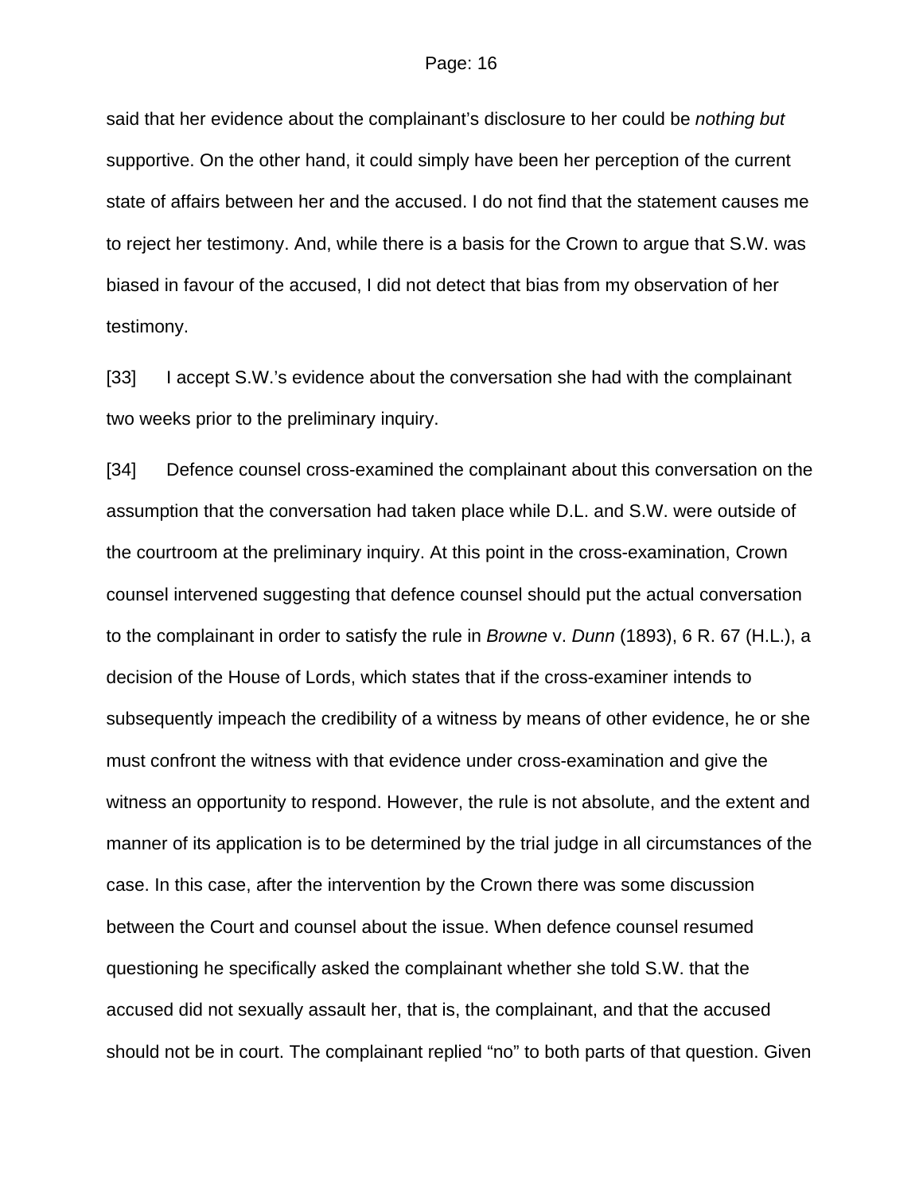said that her evidence about the complainant's disclosure to her could be *nothing but* supportive. On the other hand, it could simply have been her perception of the current state of affairs between her and the accused. I do not find that the statement causes me to reject her testimony. And, while there is a basis for the Crown to argue that S.W. was biased in favour of the accused, I did not detect that bias from my observation of her testimony.

[33] I accept S.W.'s evidence about the conversation she had with the complainant two weeks prior to the preliminary inquiry.

[34] Defence counsel cross-examined the complainant about this conversation on the assumption that the conversation had taken place while D.L. and S.W. were outside of the courtroom at the preliminary inquiry. At this point in the cross-examination, Crown counsel intervened suggesting that defence counsel should put the actual conversation to the complainant in order to satisfy the rule in *Browne* v. *Dunn* (1893), 6 R. 67 (H.L.), a decision of the House of Lords, which states that if the cross-examiner intends to subsequently impeach the credibility of a witness by means of other evidence, he or she must confront the witness with that evidence under cross-examination and give the witness an opportunity to respond. However, the rule is not absolute, and the extent and manner of its application is to be determined by the trial judge in all circumstances of the case. In this case, after the intervention by the Crown there was some discussion between the Court and counsel about the issue. When defence counsel resumed questioning he specifically asked the complainant whether she told S.W. that the accused did not sexually assault her, that is, the complainant, and that the accused should not be in court. The complainant replied "no" to both parts of that question. Given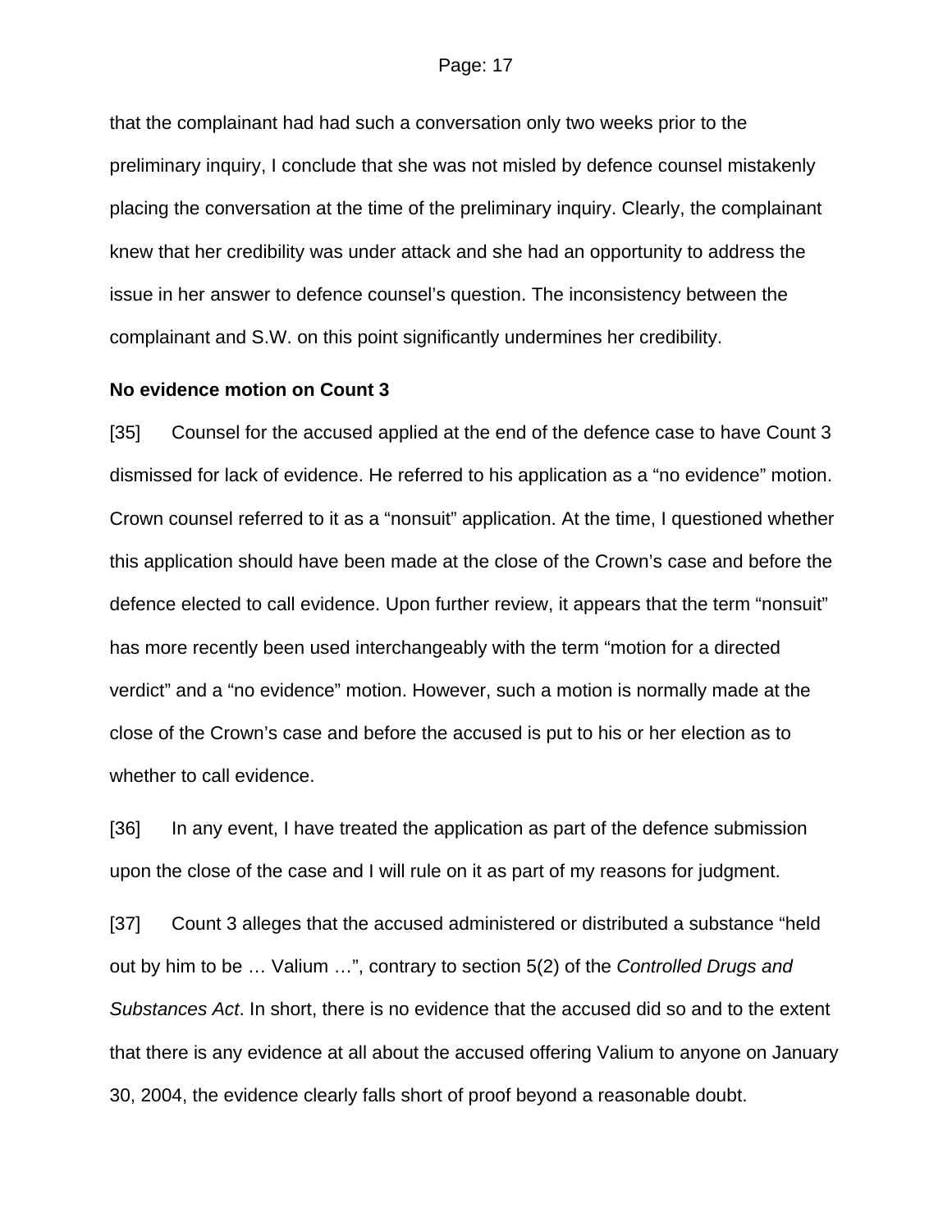that the complainant had had such a conversation only two weeks prior to the preliminary inquiry, I conclude that she was not misled by defence counsel mistakenly placing the conversation at the time of the preliminary inquiry. Clearly, the complainant knew that her credibility was under attack and she had an opportunity to address the issue in her answer to defence counsel's question. The inconsistency between the complainant and S.W. on this point significantly undermines her credibility.

**No evidence motion on Count 3**

[35] Counsel for the accused applied at the end of the defence case to have Count 3 dismissed for lack of evidence. He referred to his application as a "no evidence" motion. Crown counsel referred to it as a "nonsuit" application. At the time, I questioned whether this application should have been made at the close of the Crown's case and before the defence elected to call evidence. Upon further review, it appears that the term "nonsuit" has more recently been used interchangeably with the term "motion for a directed verdict" and a "no evidence" motion. However, such a motion is normally made at the close of the Crown's case and before the accused is put to his or her election as to whether to call evidence.

[36] In any event, I have treated the application as part of the defence submission upon the close of the case and I will rule on it as part of my reasons for judgment.

[37] Count 3 alleges that the accused administered or distributed a substance "held out by him to be … Valium …", contrary to section 5(2) of the *Controlled Drugs and Substances Act*. In short, there is no evidence that the accused did so and to the extent that there is any evidence at all about the accused offering Valium to anyone on January 30, 2004, the evidence clearly falls short of proof beyond a reasonable doubt.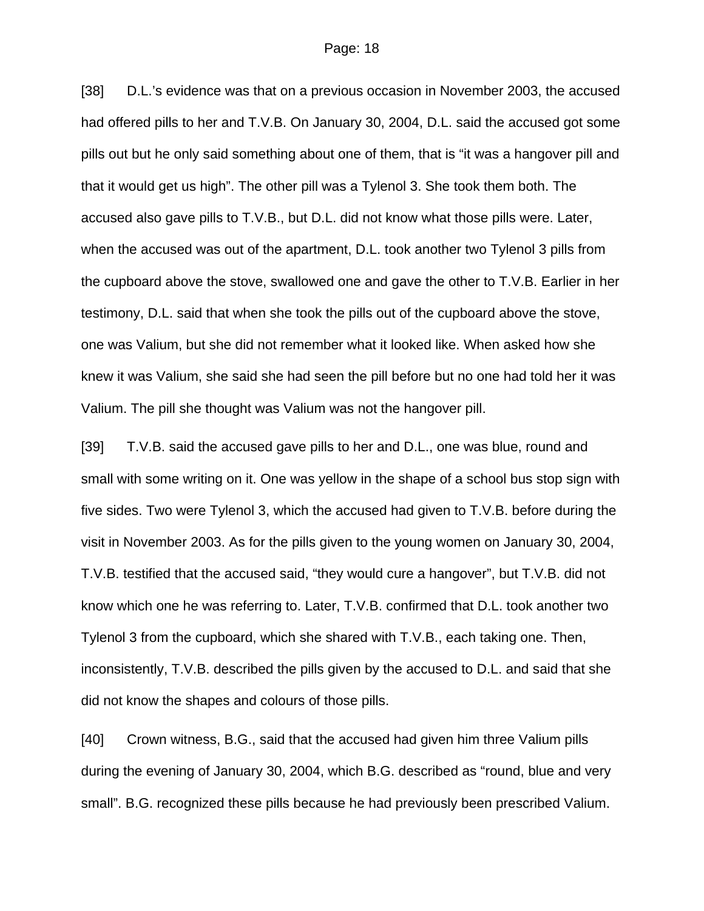[38] D.L.'s evidence was that on a previous occasion in November 2003, the accused had offered pills to her and T.V.B. On January 30, 2004, D.L. said the accused got some pills out but he only said something about one of them, that is "it was a hangover pill and that it would get us high". The other pill was a Tylenol 3. She took them both. The accused also gave pills to T.V.B., but D.L. did not know what those pills were. Later, when the accused was out of the apartment, D.L. took another two Tylenol 3 pills from the cupboard above the stove, swallowed one and gave the other to T.V.B. Earlier in her testimony, D.L. said that when she took the pills out of the cupboard above the stove, one was Valium, but she did not remember what it looked like. When asked how she knew it was Valium, she said she had seen the pill before but no one had told her it was Valium. The pill she thought was Valium was not the hangover pill.

[39] T.V.B. said the accused gave pills to her and D.L., one was blue, round and small with some writing on it. One was yellow in the shape of a school bus stop sign with five sides. Two were Tylenol 3, which the accused had given to T.V.B. before during the visit in November 2003. As for the pills given to the young women on January 30, 2004, T.V.B. testified that the accused said, "they would cure a hangover", but T.V.B. did not know which one he was referring to. Later, T.V.B. confirmed that D.L. took another two Tylenol 3 from the cupboard, which she shared with T.V.B., each taking one. Then, inconsistently, T.V.B. described the pills given by the accused to D.L. and said that she did not know the shapes and colours of those pills.

[40] Crown witness, B.G., said that the accused had given him three Valium pills during the evening of January 30, 2004, which B.G. described as "round, blue and very small". B.G. recognized these pills because he had previously been prescribed Valium.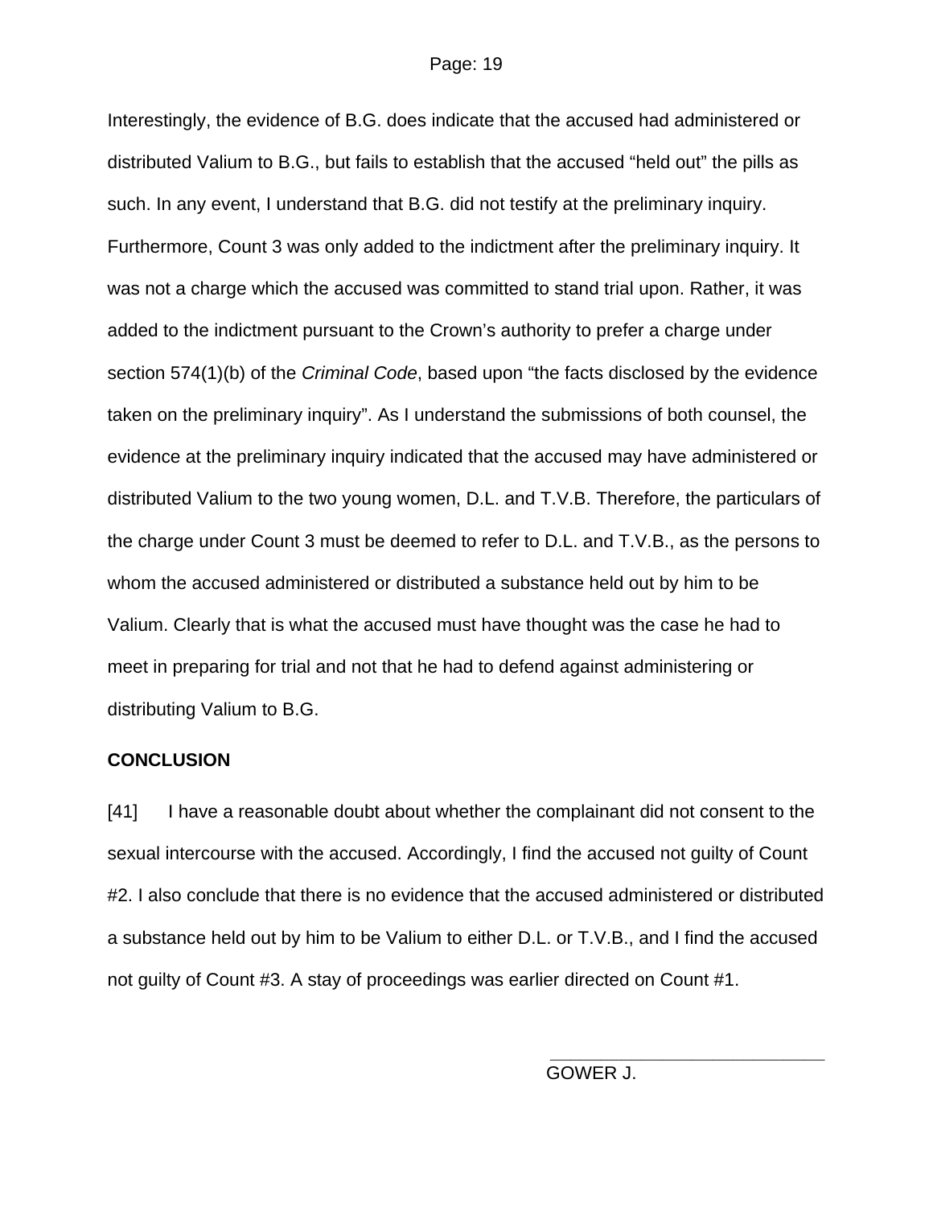Interestingly, the evidence of B.G. does indicate that the accused had administered or distributed Valium to B.G., but fails to establish that the accused "held out" the pills as such. In any event, I understand that B.G. did not testify at the preliminary inquiry. Furthermore, Count 3 was only added to the indictment after the preliminary inquiry. It was not a charge which the accused was committed to stand trial upon. Rather, it was added to the indictment pursuant to the Crown's authority to prefer a charge under section 574(1)(b) of the *Criminal Code*, based upon "the facts disclosed by the evidence taken on the preliminary inquiry". As I understand the submissions of both counsel, the evidence at the preliminary inquiry indicated that the accused may have administered or distributed Valium to the two young women, D.L. and T.V.B. Therefore, the particulars of the charge under Count 3 must be deemed to refer to D.L. and T.V.B., as the persons to whom the accused administered or distributed a substance held out by him to be Valium. Clearly that is what the accused must have thought was the case he had to meet in preparing for trial and not that he had to defend against administering or distributing Valium to B.G.

**CONCLUSION**

[41] I have a reasonable doubt about whether the complainant did not consent to the sexual intercourse with the accused. Accordingly, I find the accused not guilty of Count #2. I also conclude that there is no evidence that the accused administered or distributed a substance held out by him to be Valium to either D.L. or T.V.B., and I find the accused not guilty of Count #3. A stay of proceedings was earlier directed on Count #1.

\_\_\_\_\_\_\_\_\_\_\_\_\_\_\_\_\_\_\_\_\_\_\_\_\_\_\_\_\_\_

GOWER J.